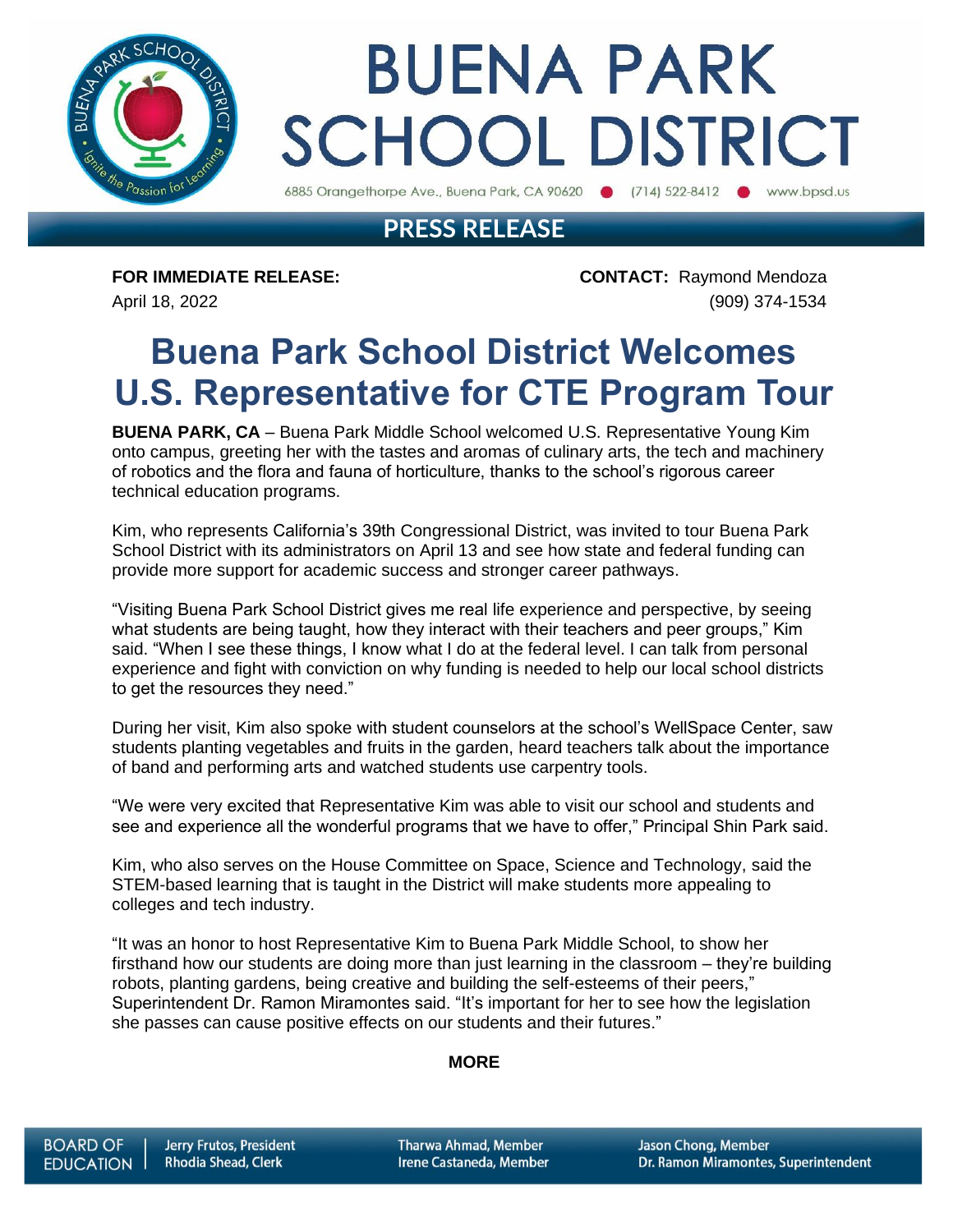# BUENA PARK SCHOOL DISTRICT

6885 Orangethorpe Ave., Buena Park, CA 90620 ● (714) 522-8412 ● www.bpsd.us

## PRESS RELEASE

**FOR IMMEDIATE RELEASE:**
April 18, 2022

**CONTACT:** Raymond Mendoza
(909) 374-1534

# Buena Park School District Welcomes U.S. Representative for CTE Program Tour

**BUENA PARK, CA** – Buena Park Middle School welcomed U.S. Representative Young Kim onto campus, greeting her with the tastes and aromas of culinary arts, the tech and machinery of robotics and the flora and fauna of horticulture, thanks to the school's rigorous career technical education programs.

Kim, who represents California's 39th Congressional District, was invited to tour Buena Park School District with its administrators on April 13 and see how state and federal funding can provide more support for academic success and stronger career pathways.

"Visiting Buena Park School District gives me real life experience and perspective, by seeing what students are being taught, how they interact with their teachers and peer groups," Kim said. "When I see these things, I know what I do at the federal level. I can talk from personal experience and fight with conviction on why funding is needed to help our local school districts to get the resources they need."

During her visit, Kim also spoke with student counselors at the school's WellSpace Center, saw students planting vegetables and fruits in the garden, heard teachers talk about the importance of band and performing arts and watched students use carpentry tools.

"We were very excited that Representative Kim was able to visit our school and students and see and experience all the wonderful programs that we have to offer," Principal Shin Park said.

Kim, who also serves on the House Committee on Space, Science and Technology, said the STEM-based learning that is taught in the District will make students more appealing to colleges and tech industry.

"It was an honor to host Representative Kim to Buena Park Middle School, to show her firsthand how our students are doing more than just learning in the classroom – they're building robots, planting gardens, being creative and building the self-esteems of their peers," Superintendent Dr. Ramon Miramontes said. "It's important for her to see how the legislation she passes can cause positive effects on our students and their futures."

**MORE**

BOARD OF EDUCATION | Jerry Frutos, President | Rhodia Shead, Clerk | Tharwa Ahmad, Member | Irene Castaneda, Member | Jason Chong, Member | Dr. Ramon Miramontes, Superintendent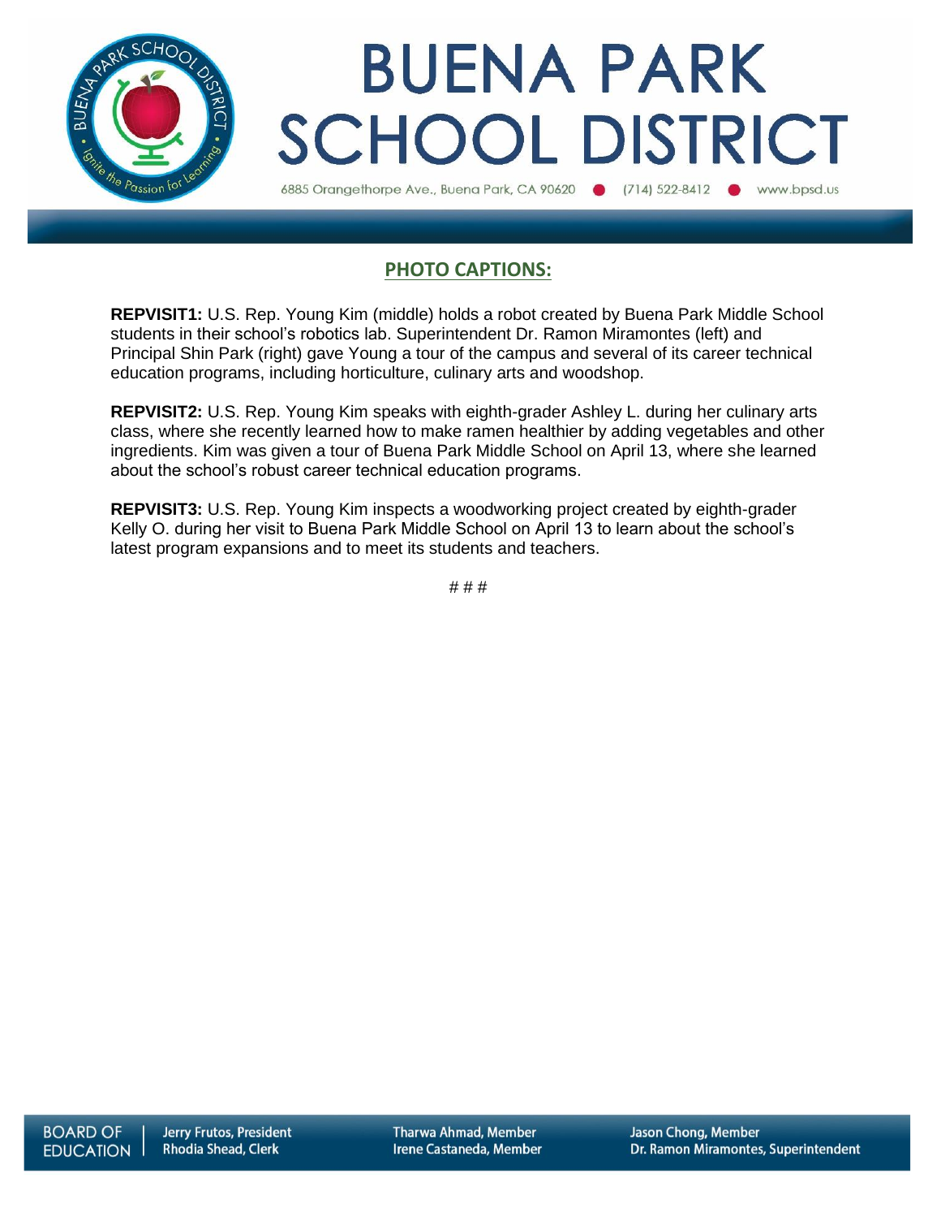## PHOTO CAPTIONS:

**REPVISIT1:** U.S. Rep. Young Kim (middle) holds a robot created by Buena Park Middle School students in their school's robotics lab. Superintendent Dr. Ramon Miramontes (left) and Principal Shin Park (right) gave Young a tour of the campus and several of its career technical education programs, including horticulture, culinary arts and woodshop.

**REPVISIT2:** U.S. Rep. Young Kim speaks with eighth-grader Ashley L. during her culinary arts class, where she recently learned how to make ramen healthier by adding vegetables and other ingredients. Kim was given a tour of Buena Park Middle School on April 13, where she learned about the school's robust career technical education programs.

**REPVISIT3:** U.S. Rep. Young Kim inspects a woodworking project created by eighth-grader Kelly O. during her visit to Buena Park Middle School on April 13 to learn about the school's latest program expansions and to meet its students and teachers.

# # #